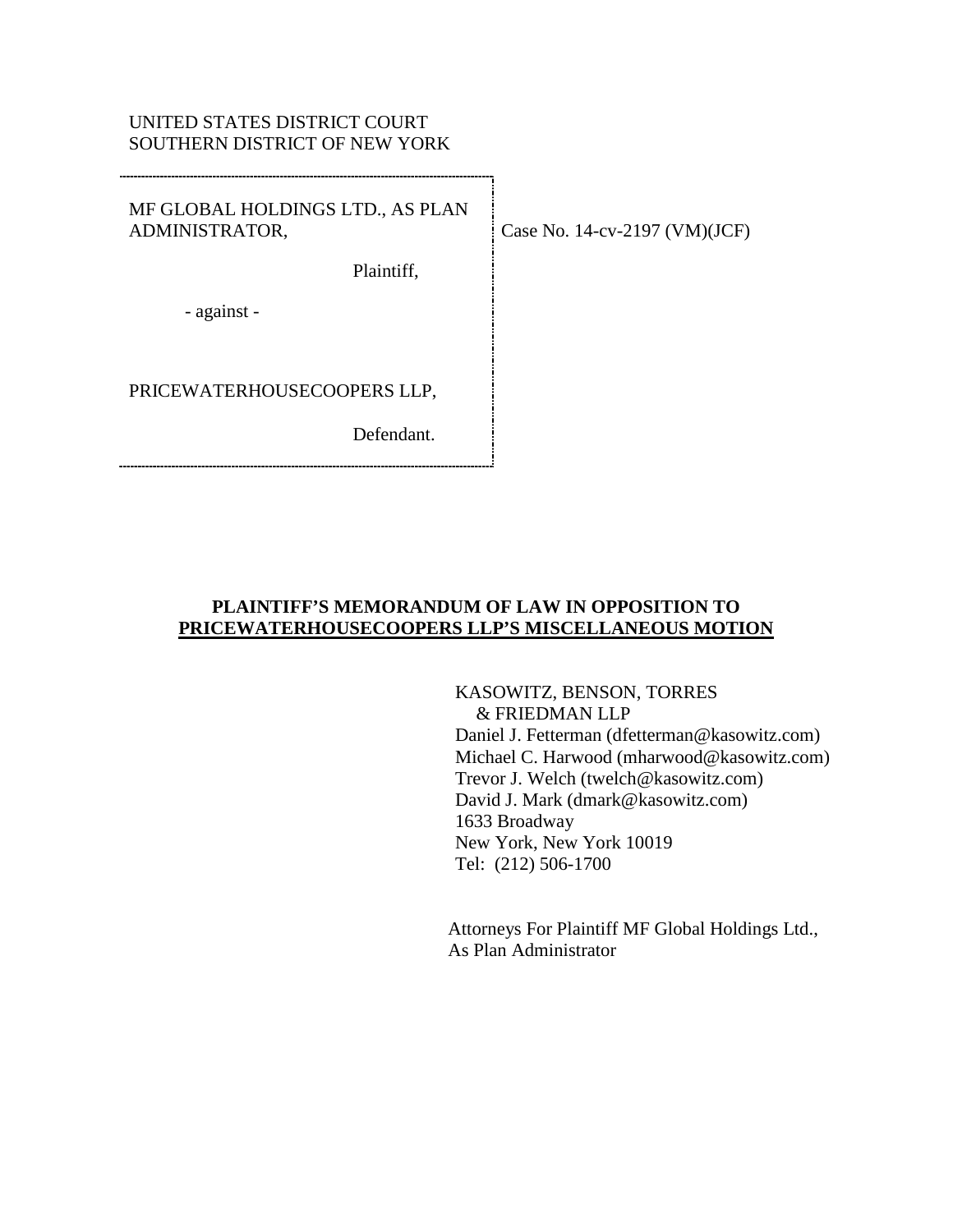UNITED STATES DISTRICT COURT
SOUTHERN DISTRICT OF NEW YORK

| | |
|---|---|
| MF GLOBAL HOLDINGS LTD., AS PLAN ADMINISTRATOR,<br><br>Plaintiff,<br><br>- against -<br><br>PRICEWATERHOUSECOOPERS LLP,<br><br>Defendant. | Case No. 14-cv-2197 (VM)(JCF) |

**PLAINTIFF'S MEMORANDUM OF LAW IN OPPOSITION TO PRICEWATERHOUSECOOPERS LLP'S MISCELLANEOUS MOTION**

KASOWITZ, BENSON, TORRES & FRIEDMAN LLP
Daniel J. Fetterman (dfetterman@kasowitz.com)
Michael C. Harwood (mharwood@kasowitz.com)
Trevor J. Welch (twelch@kasowitz.com)
David J. Mark (dmark@kasowitz.com)
1633 Broadway
New York, New York 10019
Tel: (212) 506-1700

Attorneys For Plaintiff MF Global Holdings Ltd., As Plan Administrator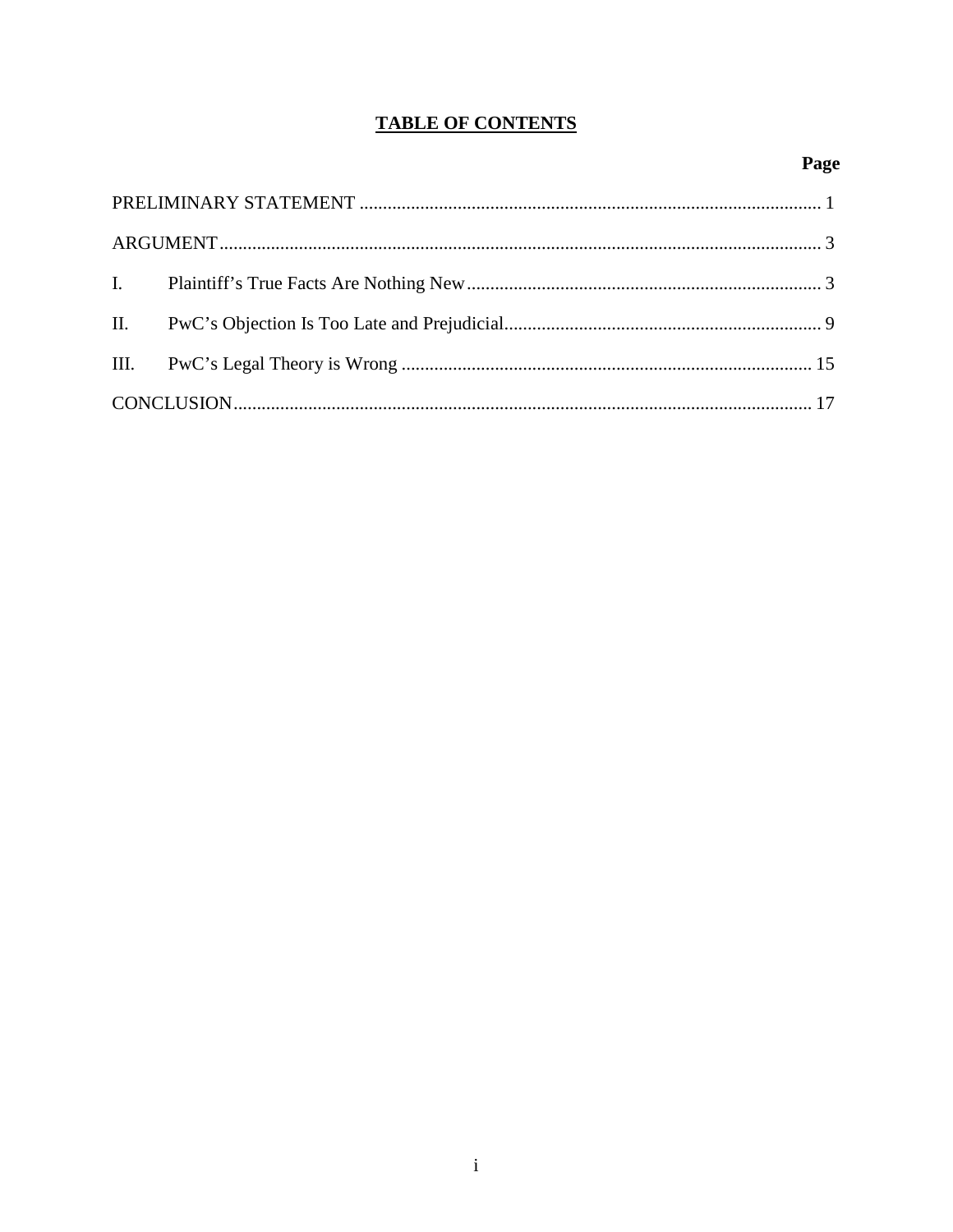# TABLE OF CONTENTS

| | | Page |
|---|---|---|
| PRELIMINARY STATEMENT | | 1 |
| ARGUMENT | | 3 |
| I. | Plaintiff's True Facts Are Nothing New | 3 |
| II. | PwC's Objection Is Too Late and Prejudicial | 9 |
| III. | PwC's Legal Theory is Wrong | 15 |
| CONCLUSION | | 17 |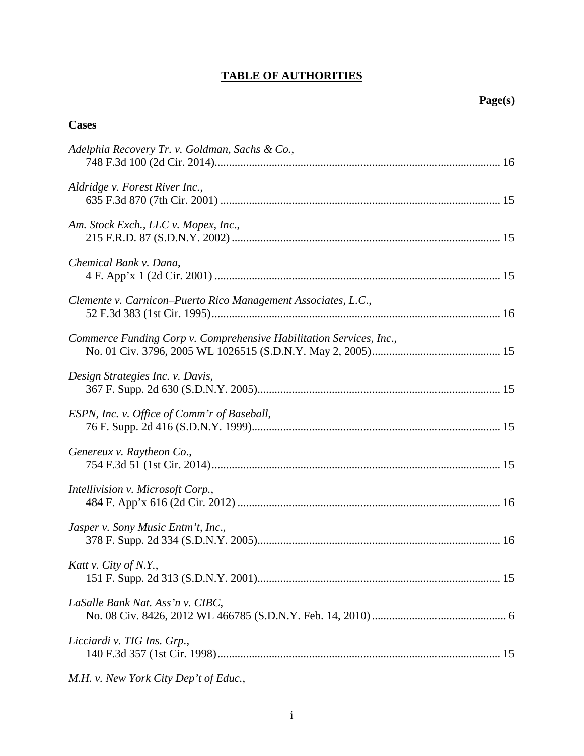# TABLE OF AUTHORITIES

**Page(s)**

**Cases**

*Adelphia Recovery Tr. v. Goldman, Sachs & Co.*,
748 F.3d 100 (2d Cir. 2014)....................................................................................................16

*Aldridge v. Forest River Inc.*,
635 F.3d 870 (7th Cir. 2001) ..................................................................................................15

*Am. Stock Exch., LLC v. Mopex, Inc*.,
215 F.R.D. 87 (S.D.N.Y. 2002) ..............................................................................................15

*Chemical Bank v. Dana*,
4 F. App'x 1 (2d Cir. 2001) ....................................................................................................15

*Clemente v. Carnicon–Puerto Rico Management Associates, L.C.*,
52 F.3d 383 (1st Cir. 1995).....................................................................................................16

*Commerce Funding Corp v. Comprehensive Habilitation Services, Inc*.,
No. 01 Civ. 3796, 2005 WL 1026515 (S.D.N.Y. May 2, 2005)............................................15

*Design Strategies Inc. v. Davis*,
367 F. Supp. 2d 630 (S.D.N.Y. 2005)....................................................................................15

*ESPN, Inc. v. Office of Comm'r of Baseball*,
76 F. Supp. 2d 416 (S.D.N.Y. 1999)......................................................................................15

*Genereux v. Raytheon Co*.,
754 F.3d 51 (1st Cir. 2014).....................................................................................................15

*Intellivision v. Microsoft Corp.*,
484 F. App'x 616 (2d Cir. 2012) ............................................................................................16

*Jasper v. Sony Music Entm't, Inc*.,
378 F. Supp. 2d 334 (S.D.N.Y. 2005)....................................................................................16

*Katt v. City of N.Y.*,
151 F. Supp. 2d 313 (S.D.N.Y. 2001)....................................................................................15

*LaSalle Bank Nat. Ass'n v. CIBC*,
No. 08 Civ. 8426, 2012 WL 466785 (S.D.N.Y. Feb. 14, 2010) ...............................................6

*Licciardi v. TIG Ins. Grp.*,
140 F.3d 357 (1st Cir. 1998)...................................................................................................15

*M.H. v. New York City Dep't of Educ.*,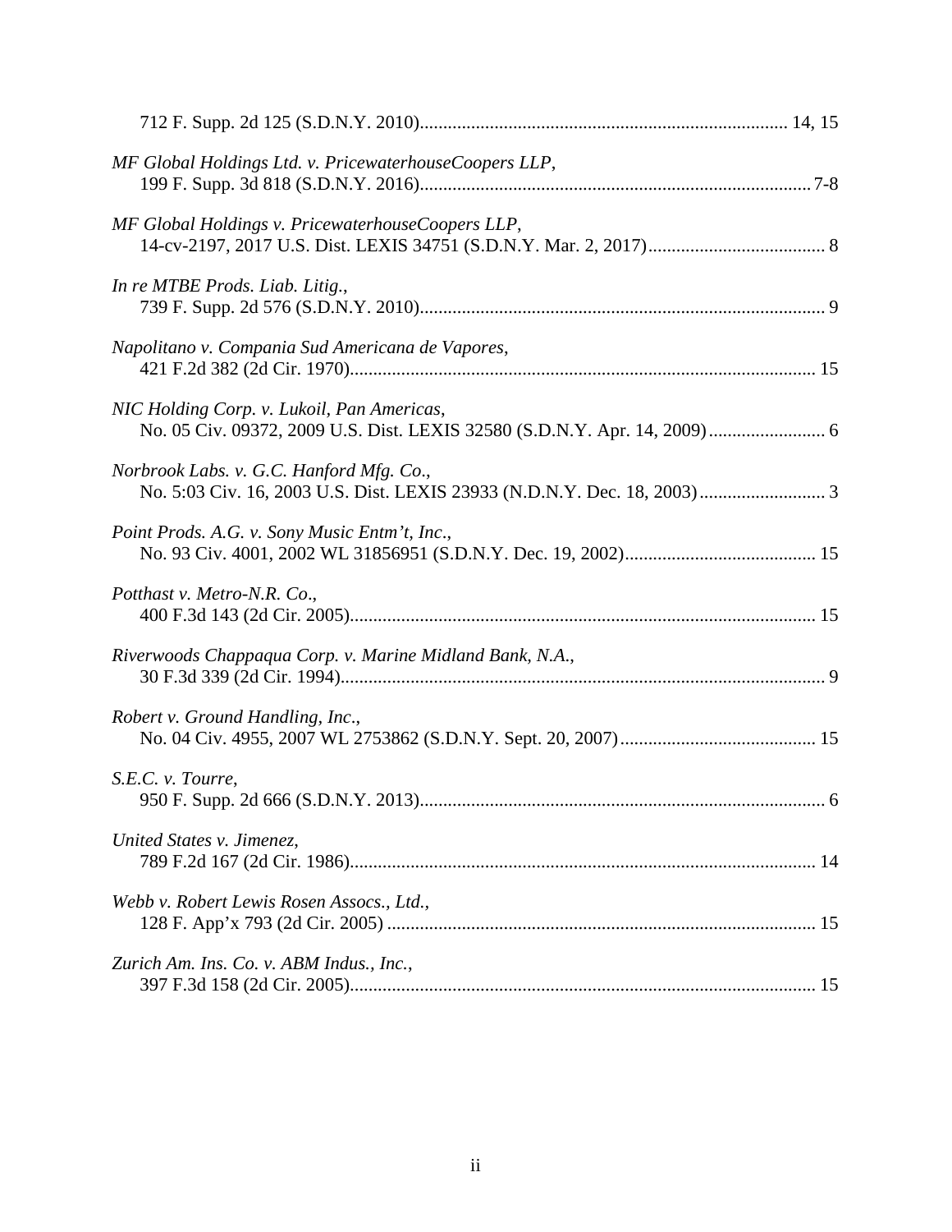712 F. Supp. 2d 125 (S.D.N.Y. 2010)............................................................................. 14, 15

*MF Global Holdings Ltd. v. PricewaterhouseCoopers LLP*,
199 F. Supp. 3d 818 (S.D.N.Y. 2016)................................................................................... 7-8

*MF Global Holdings v. PricewaterhouseCoopers LLP*,
14-cv-2197, 2017 U.S. Dist. LEXIS 34751 (S.D.N.Y. Mar. 2, 2017)...................................... 8

*In re MTBE Prods. Liab. Litig.*,
739 F. Supp. 2d 576 (S.D.N.Y. 2010)...................................................................................... 9

*Napolitano v. Compania Sud Americana de Vapores*,
421 F.2d 382 (2d Cir. 1970)................................................................................................... 15

*NIC Holding Corp. v. Lukoil, Pan Americas*,
No. 05 Civ. 09372, 2009 U.S. Dist. LEXIS 32580 (S.D.N.Y. Apr. 14, 2009)......................... 6

*Norbrook Labs. v. G.C. Hanford Mfg. Co*.,
No. 5:03 Civ. 16, 2003 U.S. Dist. LEXIS 23933 (N.D.N.Y. Dec. 18, 2003)........................... 3

*Point Prods. A.G. v. Sony Music Entm't, Inc*.,
No. 93 Civ. 4001, 2002 WL 31856951 (S.D.N.Y. Dec. 19, 2002)......................................... 15

*Potthast v. Metro-N.R. Co*.,
400 F.3d 143 (2d Cir. 2005)................................................................................................... 15

*Riverwoods Chappaqua Corp. v. Marine Midland Bank, N.A.*,
30 F.3d 339 (2d Cir. 1994)....................................................................................................... 9

*Robert v. Ground Handling, Inc*.,
No. 04 Civ. 4955, 2007 WL 2753862 (S.D.N.Y. Sept. 20, 2007).......................................... 15

*S.E.C. v. Tourre*,
950 F. Supp. 2d 666 (S.D.N.Y. 2013)...................................................................................... 6

*United States v. Jimenez*,
789 F.2d 167 (2d Cir. 1986)................................................................................................... 14

*Webb v. Robert Lewis Rosen Assocs., Ltd.*,
128 F. App'x 793 (2d Cir. 2005) ........................................................................................... 15

*Zurich Am. Ins. Co. v. ABM Indus., Inc.*,
397 F.3d 158 (2d Cir. 2005)................................................................................................... 15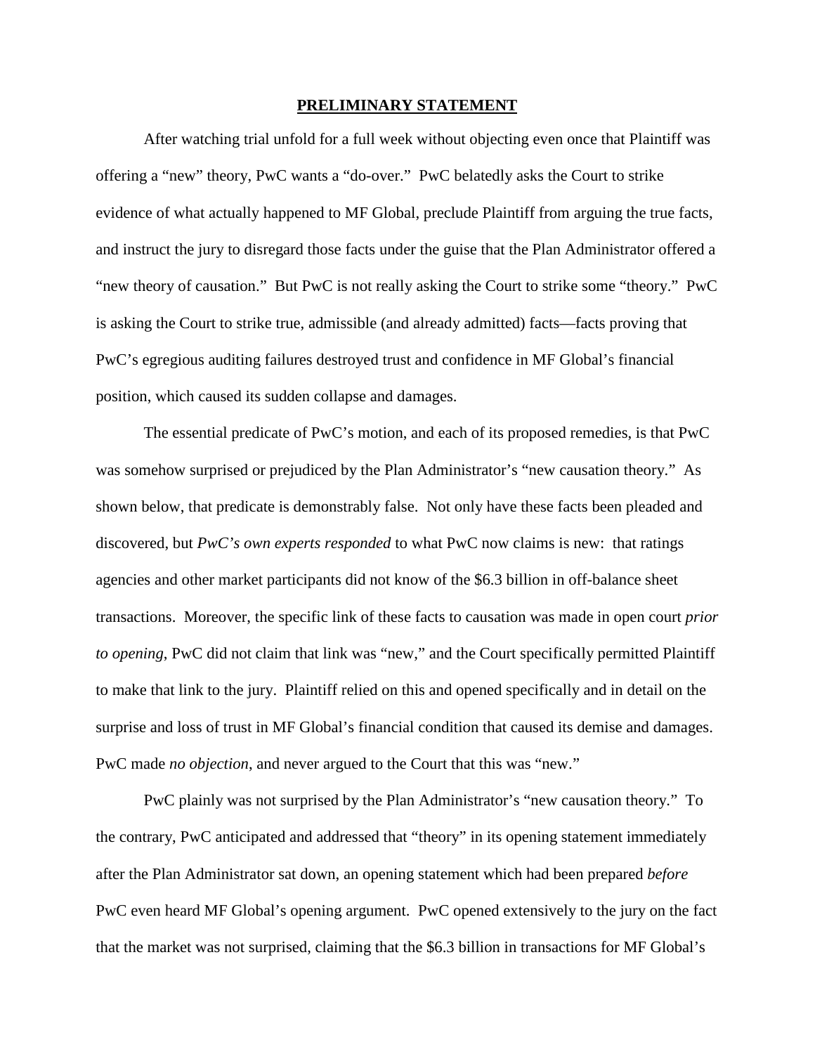## PRELIMINARY STATEMENT

After watching trial unfold for a full week without objecting even once that Plaintiff was offering a "new" theory, PwC wants a "do-over." PwC belatedly asks the Court to strike evidence of what actually happened to MF Global, preclude Plaintiff from arguing the true facts, and instruct the jury to disregard those facts under the guise that the Plan Administrator offered a "new theory of causation." But PwC is not really asking the Court to strike some "theory." PwC is asking the Court to strike true, admissible (and already admitted) facts—facts proving that PwC's egregious auditing failures destroyed trust and confidence in MF Global's financial position, which caused its sudden collapse and damages.

The essential predicate of PwC's motion, and each of its proposed remedies, is that PwC was somehow surprised or prejudiced by the Plan Administrator's "new causation theory." As shown below, that predicate is demonstrably false. Not only have these facts been pleaded and discovered, but *PwC's own experts responded* to what PwC now claims is new: that ratings agencies and other market participants did not know of the $6.3 billion in off-balance sheet transactions. Moreover, the specific link of these facts to causation was made in open court *prior to opening*, PwC did not claim that link was "new," and the Court specifically permitted Plaintiff to make that link to the jury. Plaintiff relied on this and opened specifically and in detail on the surprise and loss of trust in MF Global's financial condition that caused its demise and damages. PwC made *no objection*, and never argued to the Court that this was "new."

PwC plainly was not surprised by the Plan Administrator's "new causation theory." To the contrary, PwC anticipated and addressed that "theory" in its opening statement immediately after the Plan Administrator sat down, an opening statement which had been prepared *before* PwC even heard MF Global's opening argument. PwC opened extensively to the jury on the fact that the market was not surprised, claiming that the $6.3 billion in transactions for MF Global's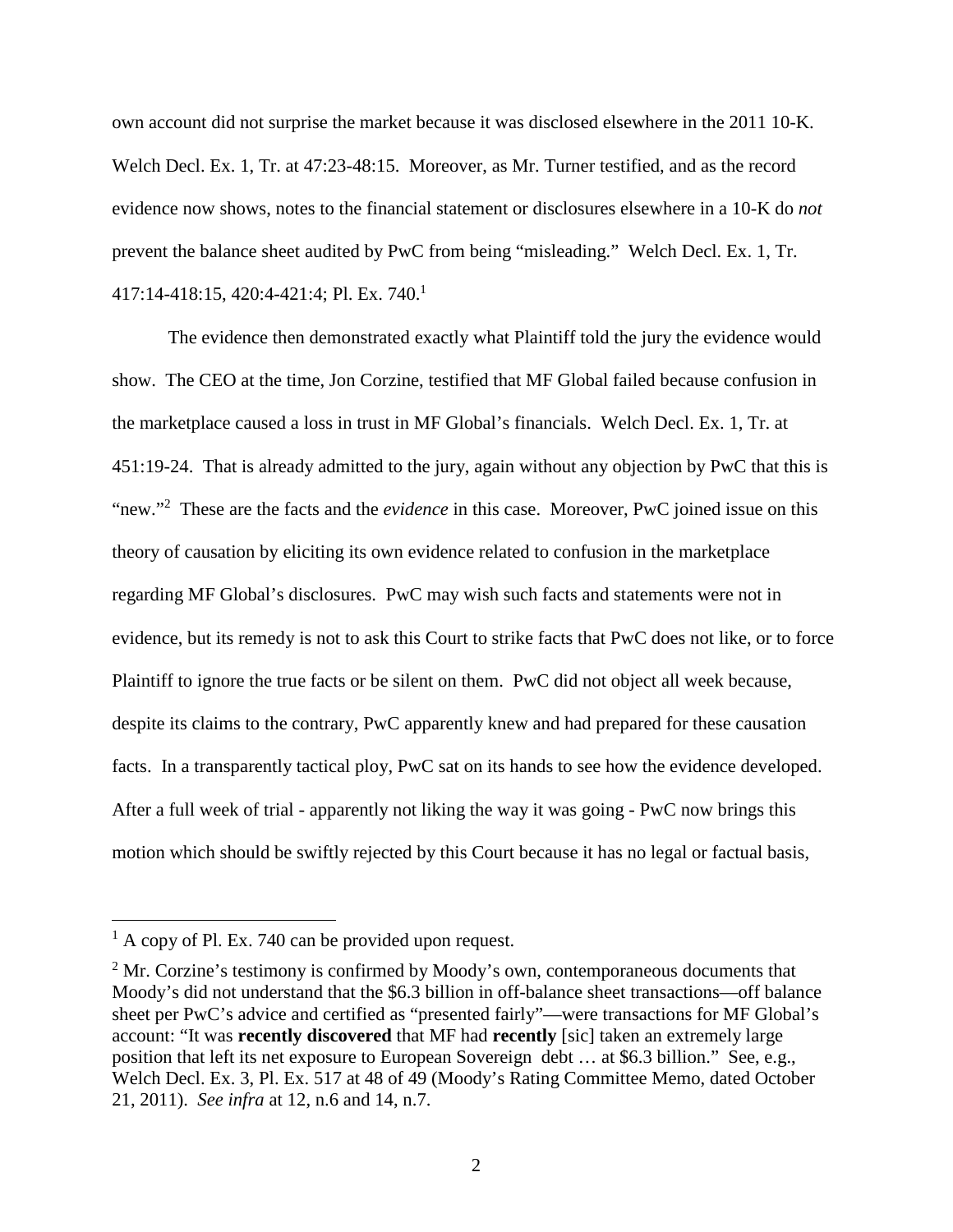own account did not surprise the market because it was disclosed elsewhere in the 2011 10-K. Welch Decl. Ex. 1, Tr. at 47:23-48:15. Moreover, as Mr. Turner testified, and as the record evidence now shows, notes to the financial statement or disclosures elsewhere in a 10-K do *not* prevent the balance sheet audited by PwC from being "misleading." Welch Decl. Ex. 1, Tr. 417:14-418:15, 420:4-421:4; Pl. Ex. 740.[1]

The evidence then demonstrated exactly what Plaintiff told the jury the evidence would show. The CEO at the time, Jon Corzine, testified that MF Global failed because confusion in the marketplace caused a loss in trust in MF Global's financials. Welch Decl. Ex. 1, Tr. at 451:19-24. That is already admitted to the jury, again without any objection by PwC that this is "new."[2] These are the facts and the *evidence* in this case. Moreover, PwC joined issue on this theory of causation by eliciting its own evidence related to confusion in the marketplace regarding MF Global's disclosures. PwC may wish such facts and statements were not in evidence, but its remedy is not to ask this Court to strike facts that PwC does not like, or to force Plaintiff to ignore the true facts or be silent on them. PwC did not object all week because, despite its claims to the contrary, PwC apparently knew and had prepared for these causation facts. In a transparently tactical ploy, PwC sat on its hands to see how the evidence developed. After a full week of trial - apparently not liking the way it was going - PwC now brings this motion which should be swiftly rejected by this Court because it has no legal or factual basis,

---

[1] A copy of Pl. Ex. 740 can be provided upon request.

[2] Mr. Corzine's testimony is confirmed by Moody's own, contemporaneous documents that Moody's did not understand that the $6.3 billion in off-balance sheet transactions—off balance sheet per PwC's advice and certified as "presented fairly"—were transactions for MF Global's account: "It was **recently discovered** that MF had **recently** [sic] taken an extremely large position that left its net exposure to European Sovereign debt … at $6.3 billion." See, e.g., Welch Decl. Ex. 3, Pl. Ex. 517 at 48 of 49 (Moody's Rating Committee Memo, dated October 21, 2011). *See infra* at 12, n.6 and 14, n.7.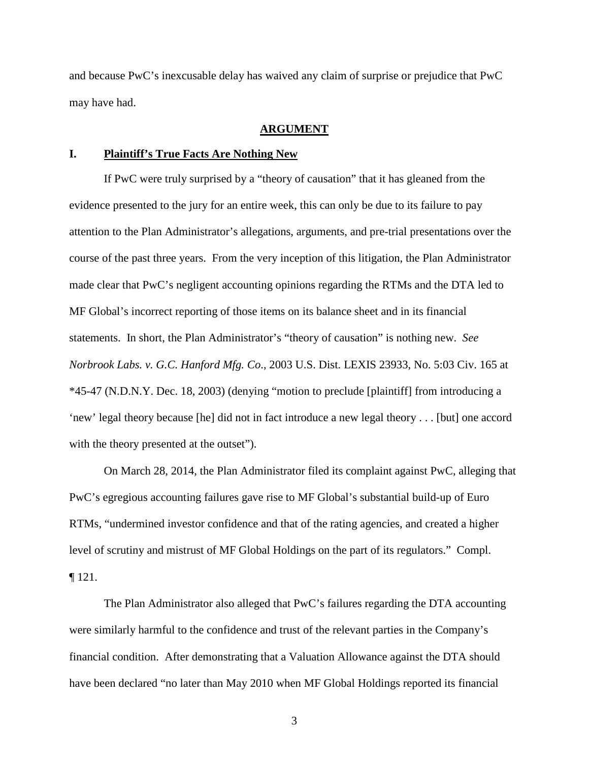and because PwC's inexcusable delay has waived any claim of surprise or prejudice that PwC may have had.

## ARGUMENT

### I. Plaintiff's True Facts Are Nothing New

If PwC were truly surprised by a "theory of causation" that it has gleaned from the evidence presented to the jury for an entire week, this can only be due to its failure to pay attention to the Plan Administrator's allegations, arguments, and pre-trial presentations over the course of the past three years. From the very inception of this litigation, the Plan Administrator made clear that PwC's negligent accounting opinions regarding the RTMs and the DTA led to MF Global's incorrect reporting of those items on its balance sheet and in its financial statements. In short, the Plan Administrator's "theory of causation" is nothing new. *See Norbrook Labs. v. G.C. Hanford Mfg. Co*., 2003 U.S. Dist. LEXIS 23933, No. 5:03 Civ. 165 at *45-47 (N.D.N.Y. Dec. 18, 2003) (denying "motion to preclude [plaintiff] from introducing a 'new' legal theory because [he] did not in fact introduce a new legal theory . . . [but] one accord with the theory presented at the outset").

On March 28, 2014, the Plan Administrator filed its complaint against PwC, alleging that PwC's egregious accounting failures gave rise to MF Global's substantial build-up of Euro RTMs, "undermined investor confidence and that of the rating agencies, and created a higher level of scrutiny and mistrust of MF Global Holdings on the part of its regulators." Compl. ¶ 121.

The Plan Administrator also alleged that PwC's failures regarding the DTA accounting were similarly harmful to the confidence and trust of the relevant parties in the Company's financial condition. After demonstrating that a Valuation Allowance against the DTA should have been declared "no later than May 2010 when MF Global Holdings reported its financial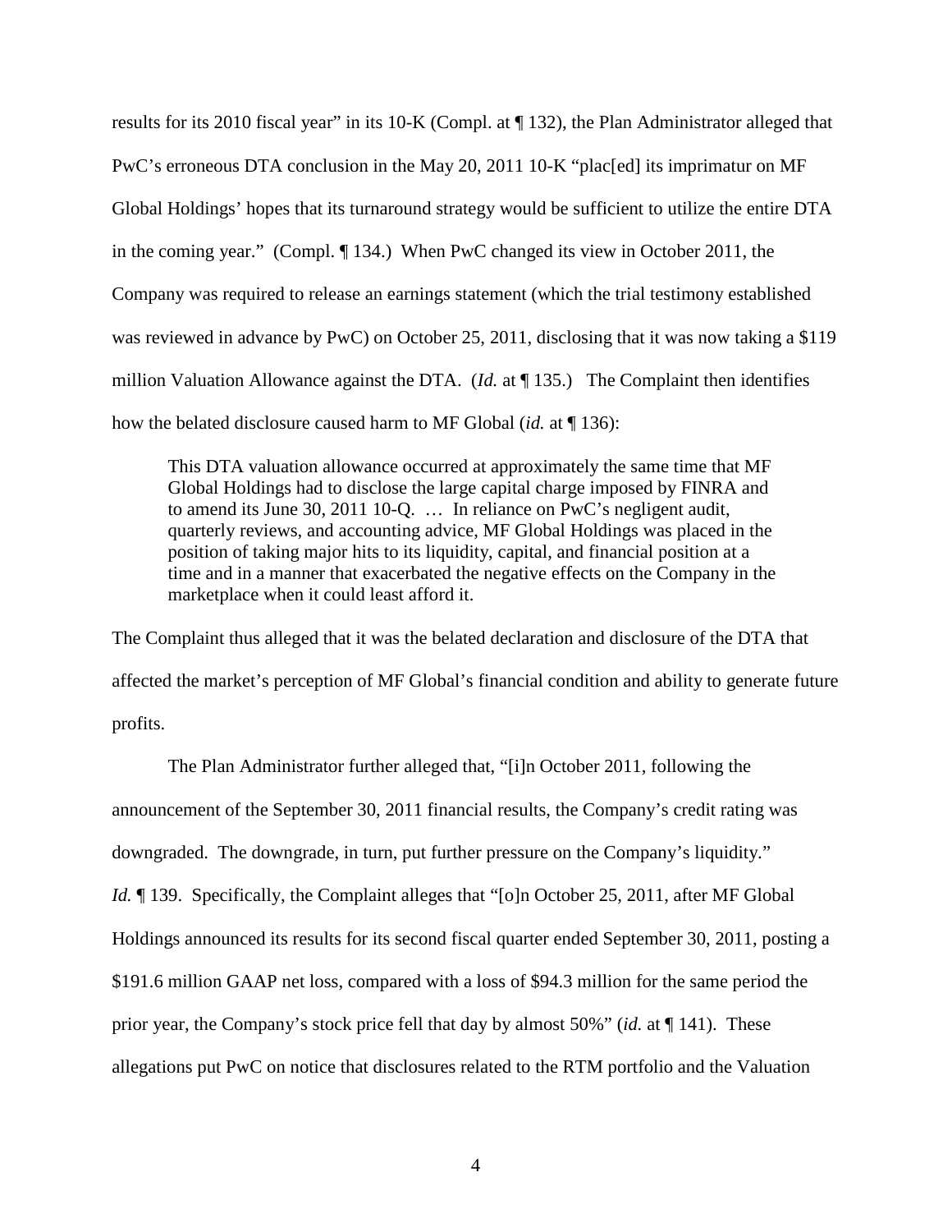results for its 2010 fiscal year" in its 10-K (Compl. at ¶ 132), the Plan Administrator alleged that PwC's erroneous DTA conclusion in the May 20, 2011 10-K "plac[ed] its imprimatur on MF Global Holdings' hopes that its turnaround strategy would be sufficient to utilize the entire DTA in the coming year." (Compl. ¶ 134.) When PwC changed its view in October 2011, the Company was required to release an earnings statement (which the trial testimony established was reviewed in advance by PwC) on October 25, 2011, disclosing that it was now taking a $119 million Valuation Allowance against the DTA. (*Id.* at ¶ 135.) The Complaint then identifies how the belated disclosure caused harm to MF Global (*id.* at ¶ 136):

> This DTA valuation allowance occurred at approximately the same time that MF Global Holdings had to disclose the large capital charge imposed by FINRA and to amend its June 30, 2011 10-Q. … In reliance on PwC's negligent audit, quarterly reviews, and accounting advice, MF Global Holdings was placed in the position of taking major hits to its liquidity, capital, and financial position at a time and in a manner that exacerbated the negative effects on the Company in the marketplace when it could least afford it.

The Complaint thus alleged that it was the belated declaration and disclosure of the DTA that affected the market's perception of MF Global's financial condition and ability to generate future profits.

The Plan Administrator further alleged that, "[i]n October 2011, following the announcement of the September 30, 2011 financial results, the Company's credit rating was downgraded. The downgrade, in turn, put further pressure on the Company's liquidity." *Id.* ¶ 139. Specifically, the Complaint alleges that "[o]n October 25, 2011, after MF Global Holdings announced its results for its second fiscal quarter ended September 30, 2011, posting a $191.6 million GAAP net loss, compared with a loss of $94.3 million for the same period the prior year, the Company's stock price fell that day by almost 50%" (*id.* at ¶ 141). These allegations put PwC on notice that disclosures related to the RTM portfolio and the Valuation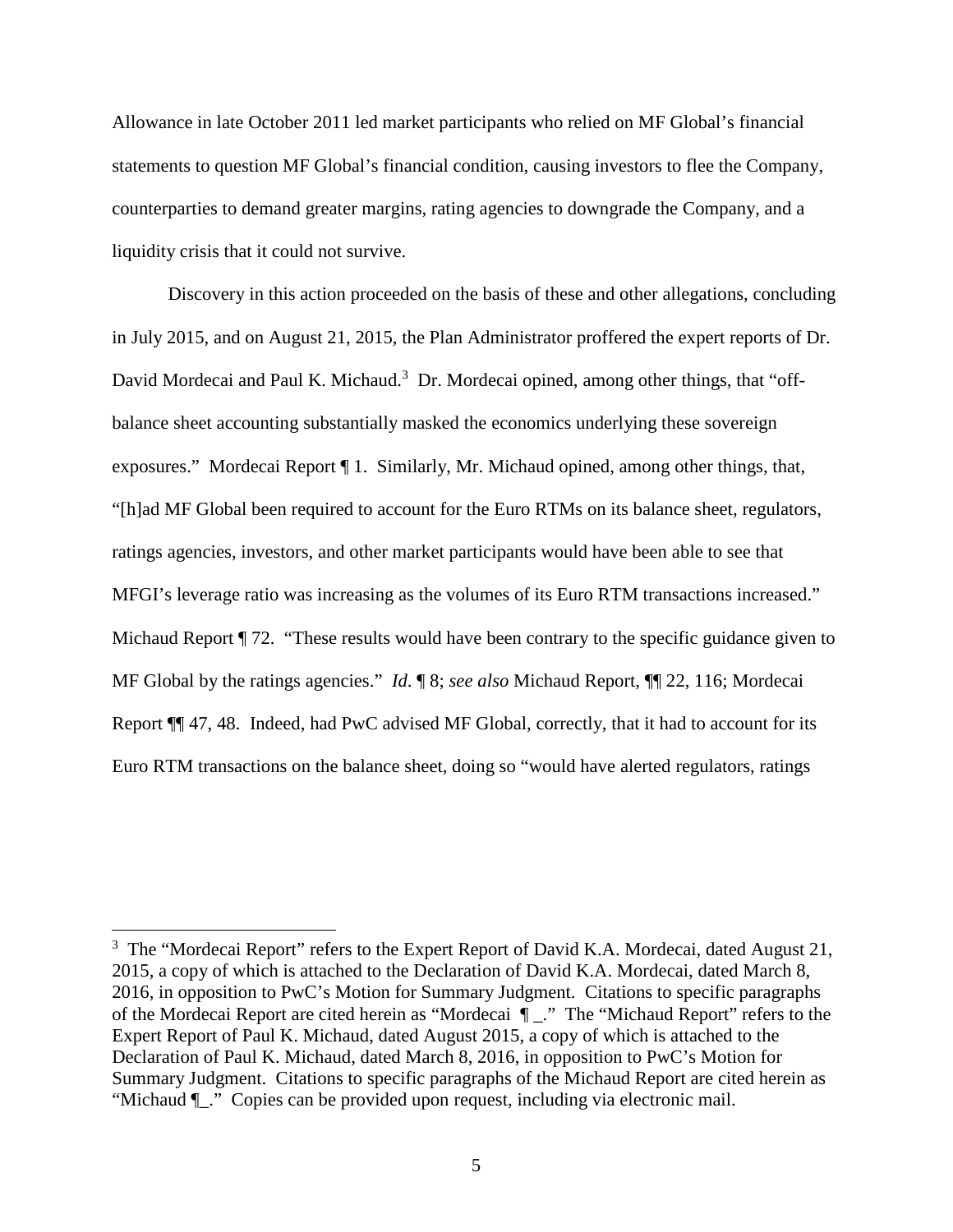Allowance in late October 2011 led market participants who relied on MF Global's financial statements to question MF Global's financial condition, causing investors to flee the Company, counterparties to demand greater margins, rating agencies to downgrade the Company, and a liquidity crisis that it could not survive.

Discovery in this action proceeded on the basis of these and other allegations, concluding in July 2015, and on August 21, 2015, the Plan Administrator proffered the expert reports of Dr. David Mordecai and Paul K. Michaud.[3] Dr. Mordecai opined, among other things, that "off-balance sheet accounting substantially masked the economics underlying these sovereign exposures." Mordecai Report ¶ 1. Similarly, Mr. Michaud opined, among other things, that, "[h]ad MF Global been required to account for the Euro RTMs on its balance sheet, regulators, ratings agencies, investors, and other market participants would have been able to see that MFGI's leverage ratio was increasing as the volumes of its Euro RTM transactions increased." Michaud Report ¶ 72. "These results would have been contrary to the specific guidance given to MF Global by the ratings agencies." *Id.* ¶ 8; *see also* Michaud Report, ¶¶ 22, 116; Mordecai Report ¶¶ 47, 48. Indeed, had PwC advised MF Global, correctly, that it had to account for its Euro RTM transactions on the balance sheet, doing so "would have alerted regulators, ratings

[3] The "Mordecai Report" refers to the Expert Report of David K.A. Mordecai, dated August 21, 2015, a copy of which is attached to the Declaration of David K.A. Mordecai, dated March 8, 2016, in opposition to PwC's Motion for Summary Judgment. Citations to specific paragraphs of the Mordecai Report are cited herein as "Mordecai ¶ _." The "Michaud Report" refers to the Expert Report of Paul K. Michaud, dated August 2015, a copy of which is attached to the Declaration of Paul K. Michaud, dated March 8, 2016, in opposition to PwC's Motion for Summary Judgment. Citations to specific paragraphs of the Michaud Report are cited herein as "Michaud ¶_." Copies can be provided upon request, including via electronic mail.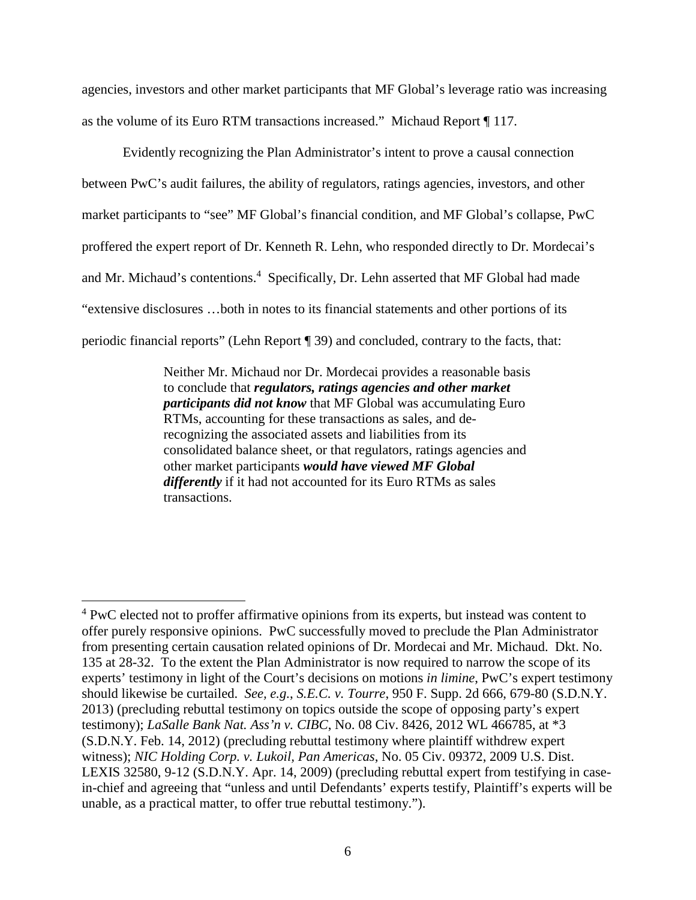agencies, investors and other market participants that MF Global's leverage ratio was increasing as the volume of its Euro RTM transactions increased." Michaud Report ¶ 117.

Evidently recognizing the Plan Administrator's intent to prove a causal connection between PwC's audit failures, the ability of regulators, ratings agencies, investors, and other market participants to "see" MF Global's financial condition, and MF Global's collapse, PwC proffered the expert report of Dr. Kenneth R. Lehn, who responded directly to Dr. Mordecai's and Mr. Michaud's contentions.[4] Specifically, Dr. Lehn asserted that MF Global had made "extensive disclosures …both in notes to its financial statements and other portions of its periodic financial reports" (Lehn Report ¶ 39) and concluded, contrary to the facts, that:

> Neither Mr. Michaud nor Dr. Mordecai provides a reasonable basis to conclude that ***regulators, ratings agencies and other market participants did not know*** that MF Global was accumulating Euro RTMs, accounting for these transactions as sales, and de-recognizing the associated assets and liabilities from its consolidated balance sheet, or that regulators, ratings agencies and other market participants ***would have viewed MF Global differently*** if it had not accounted for its Euro RTMs as sales transactions.

[4] PwC elected not to proffer affirmative opinions from its experts, but instead was content to offer purely responsive opinions. PwC successfully moved to preclude the Plan Administrator from presenting certain causation related opinions of Dr. Mordecai and Mr. Michaud. Dkt. No. 135 at 28-32. To the extent the Plan Administrator is now required to narrow the scope of its experts' testimony in light of the Court's decisions on motions *in limine*, PwC's expert testimony should likewise be curtailed. *See, e.g.*, *S.E.C. v. Tourre*, 950 F. Supp. 2d 666, 679-80 (S.D.N.Y. 2013) (precluding rebuttal testimony on topics outside the scope of opposing party's expert testimony); *LaSalle Bank Nat. Ass'n v. CIBC*, No. 08 Civ. 8426, 2012 WL 466785, at *3 (S.D.N.Y. Feb. 14, 2012) (precluding rebuttal testimony where plaintiff withdrew expert witness); *NIC Holding Corp. v. Lukoil, Pan Americas*, No. 05 Civ. 09372, 2009 U.S. Dist. LEXIS 32580, 9-12 (S.D.N.Y. Apr. 14, 2009) (precluding rebuttal expert from testifying in case-in-chief and agreeing that "unless and until Defendants' experts testify, Plaintiff's experts will be unable, as a practical matter, to offer true rebuttal testimony.").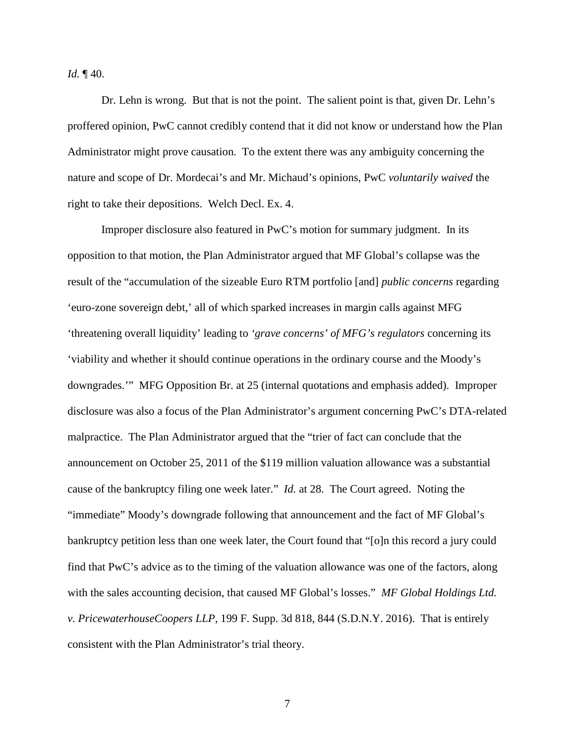*Id.* ¶ 40.

Dr. Lehn is wrong. But that is not the point. The salient point is that, given Dr. Lehn's proffered opinion, PwC cannot credibly contend that it did not know or understand how the Plan Administrator might prove causation. To the extent there was any ambiguity concerning the nature and scope of Dr. Mordecai's and Mr. Michaud's opinions, PwC *voluntarily waived* the right to take their depositions. Welch Decl. Ex. 4.

Improper disclosure also featured in PwC's motion for summary judgment. In its opposition to that motion, the Plan Administrator argued that MF Global's collapse was the result of the "accumulation of the sizeable Euro RTM portfolio [and] *public concerns* regarding 'euro-zone sovereign debt,' all of which sparked increases in margin calls against MFG 'threatening overall liquidity' leading to *'grave concerns' of MFG's regulators* concerning its 'viability and whether it should continue operations in the ordinary course and the Moody's downgrades.'" MFG Opposition Br. at 25 (internal quotations and emphasis added). Improper disclosure was also a focus of the Plan Administrator's argument concerning PwC's DTA-related malpractice. The Plan Administrator argued that the "trier of fact can conclude that the announcement on October 25, 2011 of the $119 million valuation allowance was a substantial cause of the bankruptcy filing one week later." *Id.* at 28. The Court agreed. Noting the "immediate" Moody's downgrade following that announcement and the fact of MF Global's bankruptcy petition less than one week later, the Court found that "[o]n this record a jury could find that PwC's advice as to the timing of the valuation allowance was one of the factors, along with the sales accounting decision, that caused MF Global's losses." *MF Global Holdings Ltd. v. PricewaterhouseCoopers LLP*, 199 F. Supp. 3d 818, 844 (S.D.N.Y. 2016). That is entirely consistent with the Plan Administrator's trial theory.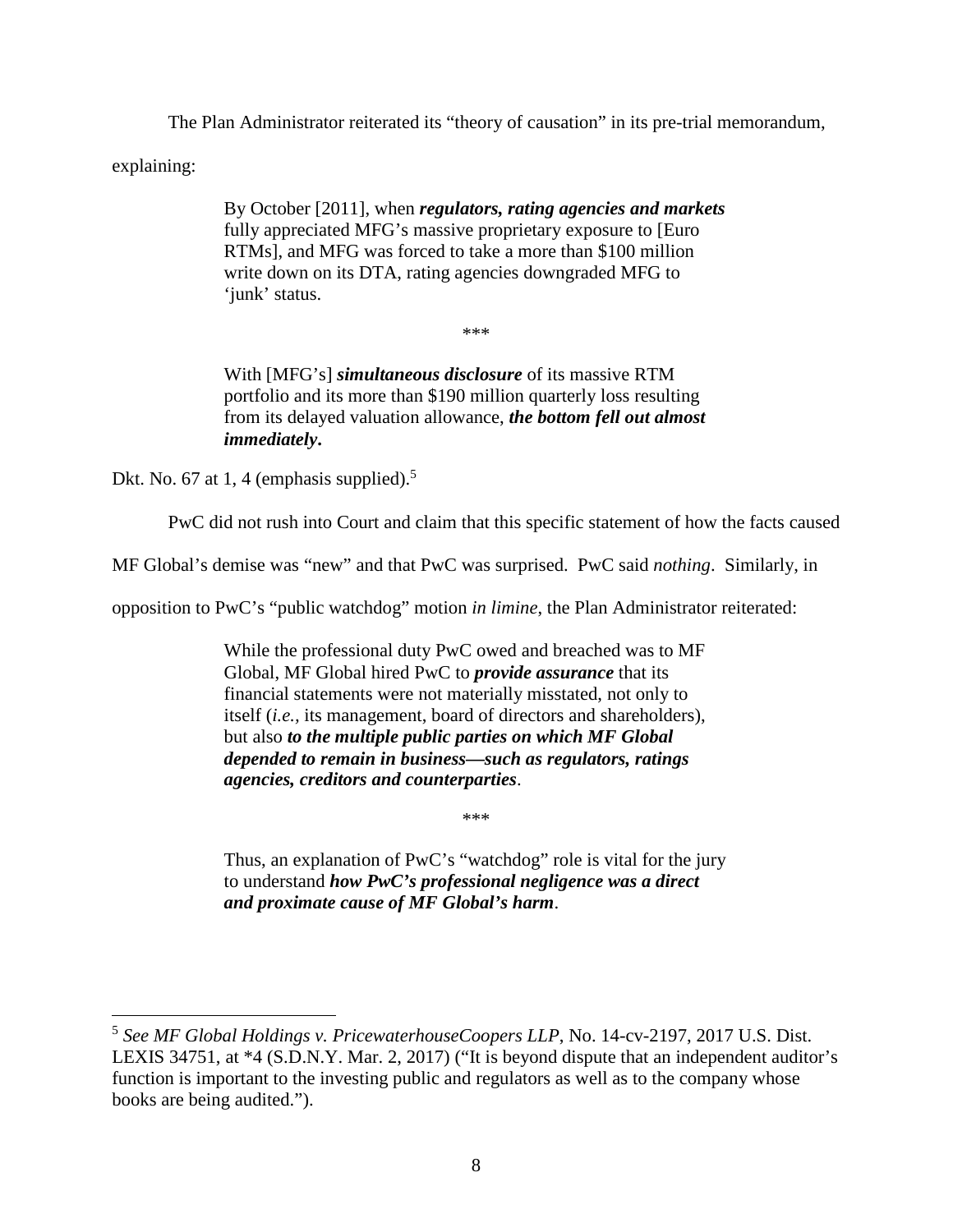The Plan Administrator reiterated its "theory of causation" in its pre-trial memorandum, explaining:

> By October [2011], when ***regulators, rating agencies and markets*** fully appreciated MFG's massive proprietary exposure to [Euro RTMs], and MFG was forced to take a more than $100 million write down on its DTA, rating agencies downgraded MFG to 'junk' status.
>
> \*\*\*
>
> With [MFG's] ***simultaneous disclosure*** of its massive RTM portfolio and its more than $190 million quarterly loss resulting from its delayed valuation allowance, ***the bottom fell out almost immediately***.

Dkt. No. 67 at 1, 4 (emphasis supplied).[5]

PwC did not rush into Court and claim that this specific statement of how the facts caused MF Global's demise was "new" and that PwC was surprised. PwC said *nothing*. Similarly, in opposition to PwC's "public watchdog" motion *in limine*, the Plan Administrator reiterated:

> While the professional duty PwC owed and breached was to MF Global, MF Global hired PwC to ***provide assurance*** that its financial statements were not materially misstated, not only to itself (*i.e.*, its management, board of directors and shareholders), but also ***to the multiple public parties on which MF Global depended to remain in business—such as regulators, ratings agencies, creditors and counterparties***.
>
> \*\*\*
>
> Thus, an explanation of PwC's "watchdog" role is vital for the jury to understand ***how PwC's professional negligence was a direct and proximate cause of MF Global's harm***.

---

[5] *See MF Global Holdings v. PricewaterhouseCoopers LLP*, No. 14-cv-2197, 2017 U.S. Dist. LEXIS 34751, at *4 (S.D.N.Y. Mar. 2, 2017) ("It is beyond dispute that an independent auditor's function is important to the investing public and regulators as well as to the company whose books are being audited.").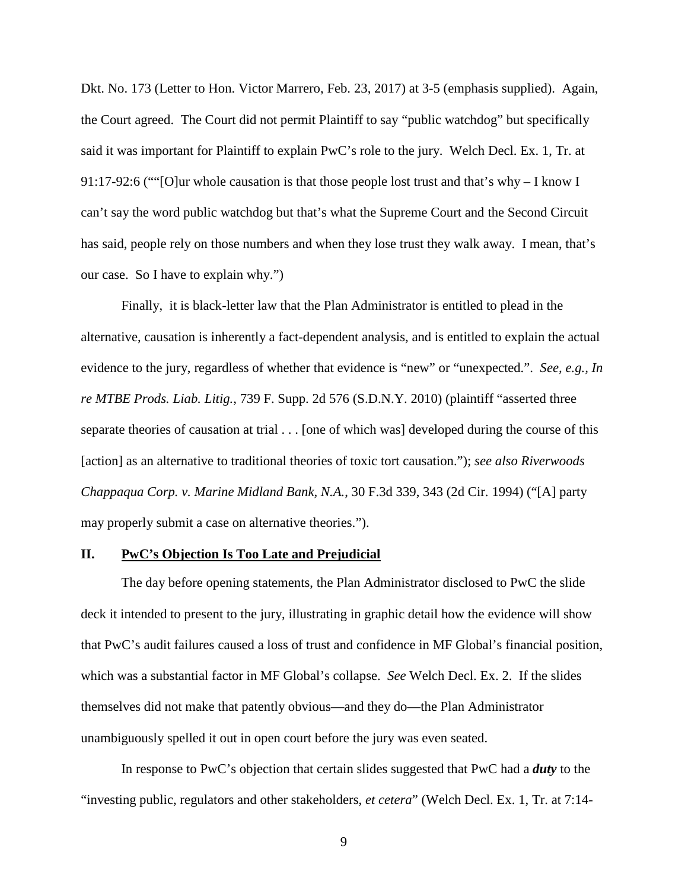Dkt. No. 173 (Letter to Hon. Victor Marrero, Feb. 23, 2017) at 3-5 (emphasis supplied). Again, the Court agreed. The Court did not permit Plaintiff to say "public watchdog" but specifically said it was important for Plaintiff to explain PwC's role to the jury. Welch Decl. Ex. 1, Tr. at 91:17-92:6 (""[O]ur whole causation is that those people lost trust and that's why – I know I can't say the word public watchdog but that's what the Supreme Court and the Second Circuit has said, people rely on those numbers and when they lose trust they walk away. I mean, that's our case. So I have to explain why.")

Finally, it is black-letter law that the Plan Administrator is entitled to plead in the alternative, causation is inherently a fact-dependent analysis, and is entitled to explain the actual evidence to the jury, regardless of whether that evidence is "new" or "unexpected.". *See, e.g.*, *In re MTBE Prods. Liab. Litig.*, 739 F. Supp. 2d 576 (S.D.N.Y. 2010) (plaintiff "asserted three separate theories of causation at trial . . . [one of which was] developed during the course of this [action] as an alternative to traditional theories of toxic tort causation."); *see also Riverwoods Chappaqua Corp. v. Marine Midland Bank, N.A.*, 30 F.3d 339, 343 (2d Cir. 1994) ("[A] party may properly submit a case on alternative theories.").

## II. PwC's Objection Is Too Late and Prejudicial

The day before opening statements, the Plan Administrator disclosed to PwC the slide deck it intended to present to the jury, illustrating in graphic detail how the evidence will show that PwC's audit failures caused a loss of trust and confidence in MF Global's financial position, which was a substantial factor in MF Global's collapse. *See* Welch Decl. Ex. 2. If the slides themselves did not make that patently obvious—and they do—the Plan Administrator unambiguously spelled it out in open court before the jury was even seated.

In response to PwC's objection that certain slides suggested that PwC had a ***duty*** to the "investing public, regulators and other stakeholders, *et cetera*" (Welch Decl. Ex. 1, Tr. at 7:14-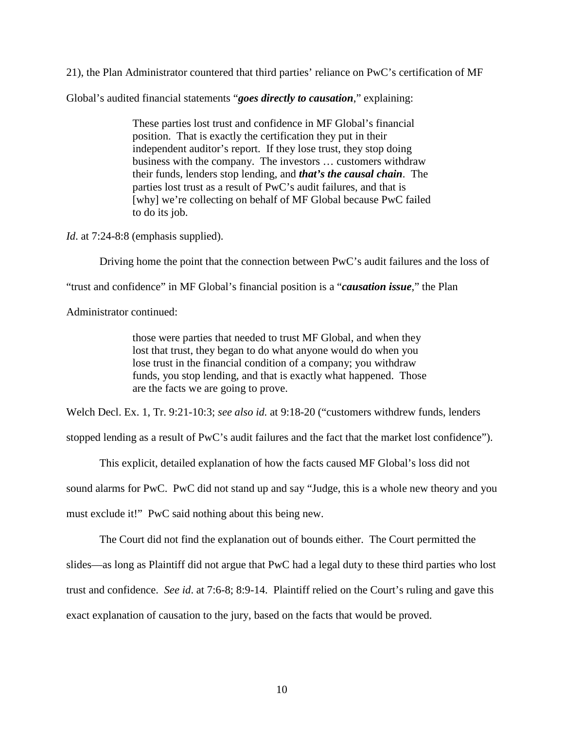21), the Plan Administrator countered that third parties' reliance on PwC's certification of MF Global's audited financial statements "***goes directly to causation***," explaining:

> These parties lost trust and confidence in MF Global's financial position. That is exactly the certification they put in their independent auditor's report. If they lose trust, they stop doing business with the company. The investors … customers withdraw their funds, lenders stop lending, and ***that's the causal chain***. The parties lost trust as a result of PwC's audit failures, and that is [why] we're collecting on behalf of MF Global because PwC failed to do its job.

*Id*. at 7:24-8:8 (emphasis supplied).

Driving home the point that the connection between PwC's audit failures and the loss of "trust and confidence" in MF Global's financial position is a "***causation issue***," the Plan Administrator continued:

> those were parties that needed to trust MF Global, and when they lost that trust, they began to do what anyone would do when you lose trust in the financial condition of a company; you withdraw funds, you stop lending, and that is exactly what happened. Those are the facts we are going to prove.

Welch Decl. Ex. 1, Tr. 9:21-10:3; *see also id.* at 9:18-20 ("customers withdrew funds, lenders stopped lending as a result of PwC's audit failures and the fact that the market lost confidence").

This explicit, detailed explanation of how the facts caused MF Global's loss did not sound alarms for PwC. PwC did not stand up and say "Judge, this is a whole new theory and you must exclude it!" PwC said nothing about this being new.

The Court did not find the explanation out of bounds either. The Court permitted the slides—as long as Plaintiff did not argue that PwC had a legal duty to these third parties who lost trust and confidence. *See id*. at 7:6-8; 8:9-14. Plaintiff relied on the Court's ruling and gave this exact explanation of causation to the jury, based on the facts that would be proved.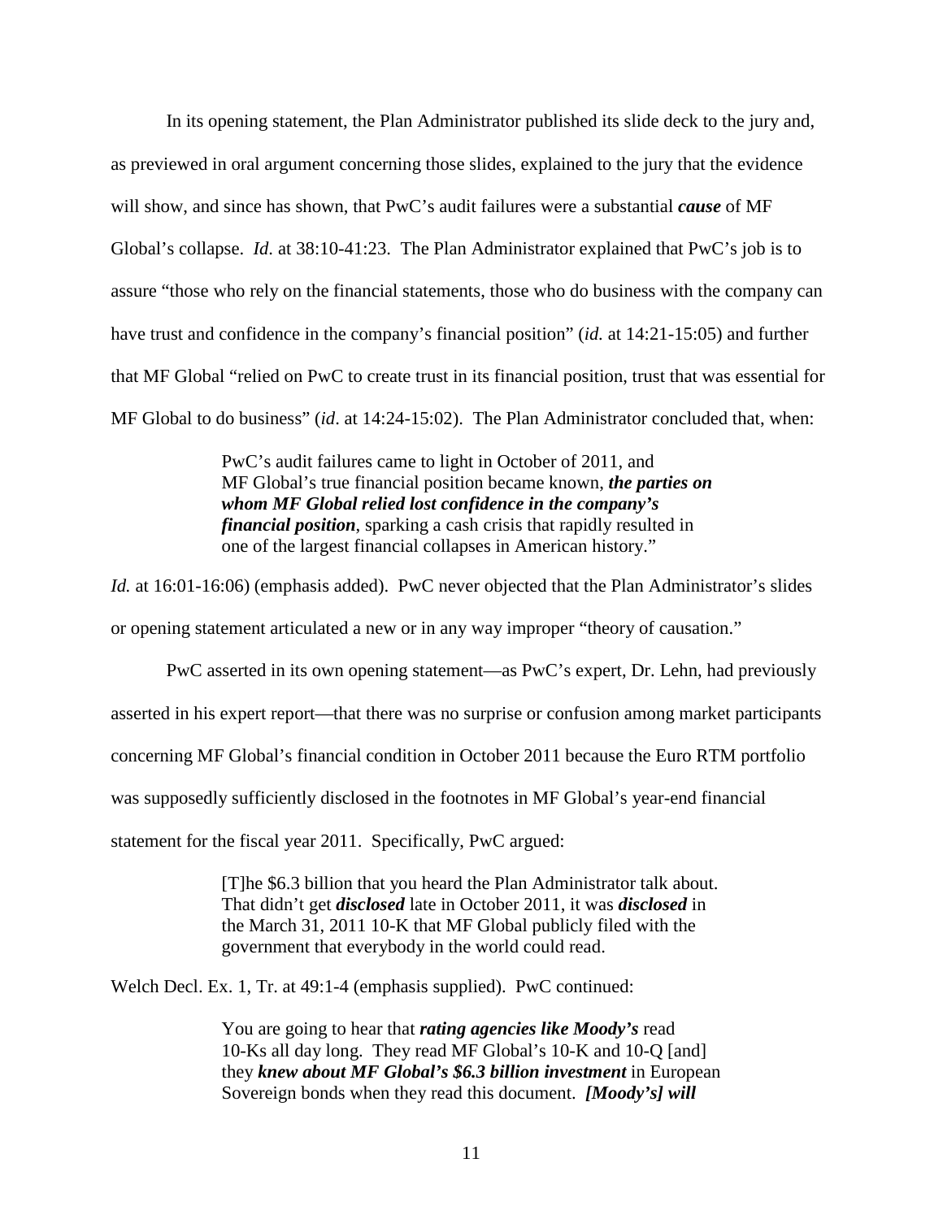In its opening statement, the Plan Administrator published its slide deck to the jury and, as previewed in oral argument concerning those slides, explained to the jury that the evidence will show, and since has shown, that PwC's audit failures were a substantial ***cause*** of MF Global's collapse. *Id*. at 38:10-41:23. The Plan Administrator explained that PwC's job is to assure "those who rely on the financial statements, those who do business with the company can have trust and confidence in the company's financial position" (*id.* at 14:21-15:05) and further that MF Global "relied on PwC to create trust in its financial position, trust that was essential for MF Global to do business" (*id*. at 14:24-15:02). The Plan Administrator concluded that, when:

> PwC's audit failures came to light in October of 2011, and MF Global's true financial position became known, ***the parties on whom MF Global relied lost confidence in the company's financial position***, sparking a cash crisis that rapidly resulted in one of the largest financial collapses in American history."

*Id.* at 16:01-16:06) (emphasis added). PwC never objected that the Plan Administrator's slides or opening statement articulated a new or in any way improper "theory of causation."

PwC asserted in its own opening statement—as PwC's expert, Dr. Lehn, had previously asserted in his expert report—that there was no surprise or confusion among market participants concerning MF Global's financial condition in October 2011 because the Euro RTM portfolio was supposedly sufficiently disclosed in the footnotes in MF Global's year-end financial statement for the fiscal year 2011. Specifically, PwC argued:

> [T]he $6.3 billion that you heard the Plan Administrator talk about. That didn't get ***disclosed*** late in October 2011, it was ***disclosed*** in the March 31, 2011 10-K that MF Global publicly filed with the government that everybody in the world could read.

Welch Decl. Ex. 1, Tr. at 49:1-4 (emphasis supplied). PwC continued:

> You are going to hear that ***rating agencies like Moody's*** read 10-Ks all day long. They read MF Global's 10-K and 10-Q [and] they ***knew about MF Global's $6.3 billion investment*** in European Sovereign bonds when they read this document. ***[Moody's] will***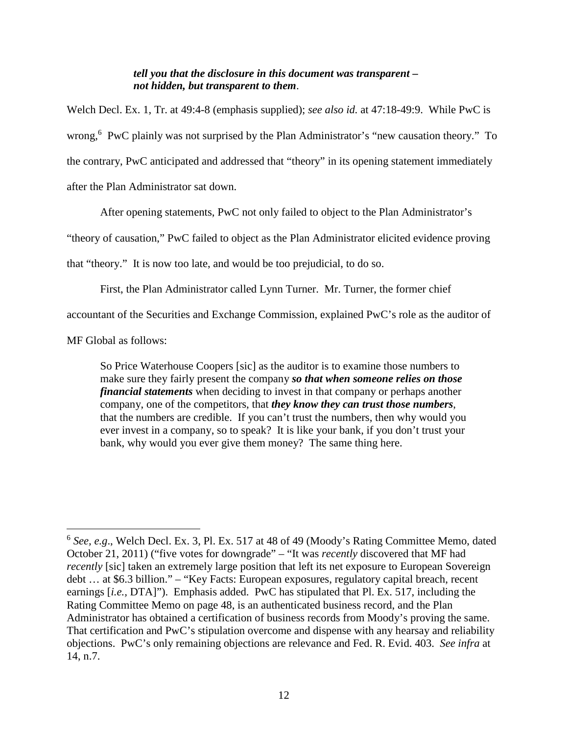> ***tell you that the disclosure in this document was transparent – not hidden, but transparent to them***.

Welch Decl. Ex. 1, Tr. at 49:4-8 (emphasis supplied); *see also id.* at 47:18-49:9. While PwC is wrong,[6] PwC plainly was not surprised by the Plan Administrator's "new causation theory." To the contrary, PwC anticipated and addressed that "theory" in its opening statement immediately after the Plan Administrator sat down.

After opening statements, PwC not only failed to object to the Plan Administrator's "theory of causation," PwC failed to object as the Plan Administrator elicited evidence proving that "theory." It is now too late, and would be too prejudicial, to do so.

First, the Plan Administrator called Lynn Turner. Mr. Turner, the former chief accountant of the Securities and Exchange Commission, explained PwC's role as the auditor of MF Global as follows:

> So Price Waterhouse Coopers [sic] as the auditor is to examine those numbers to make sure they fairly present the company ***so that when someone relies on those financial statements*** when deciding to invest in that company or perhaps another company, one of the competitors, that ***they know they can trust those numbers***, that the numbers are credible. If you can't trust the numbers, then why would you ever invest in a company, so to speak? It is like your bank, if you don't trust your bank, why would you ever give them money? The same thing here.

---

[6] *See, e.g*., Welch Decl. Ex. 3, Pl. Ex. 517 at 48 of 49 (Moody's Rating Committee Memo, dated October 21, 2011) ("five votes for downgrade" – "It was *recently* discovered that MF had *recently* [sic] taken an extremely large position that left its net exposure to European Sovereign debt … at $6.3 billion." – "Key Facts: European exposures, regulatory capital breach, recent earnings [*i.e.*, DTA]"). Emphasis added. PwC has stipulated that Pl. Ex. 517, including the Rating Committee Memo on page 48, is an authenticated business record, and the Plan Administrator has obtained a certification of business records from Moody's proving the same. That certification and PwC's stipulation overcome and dispense with any hearsay and reliability objections. PwC's only remaining objections are relevance and Fed. R. Evid. 403. *See infra* at 14, n.7.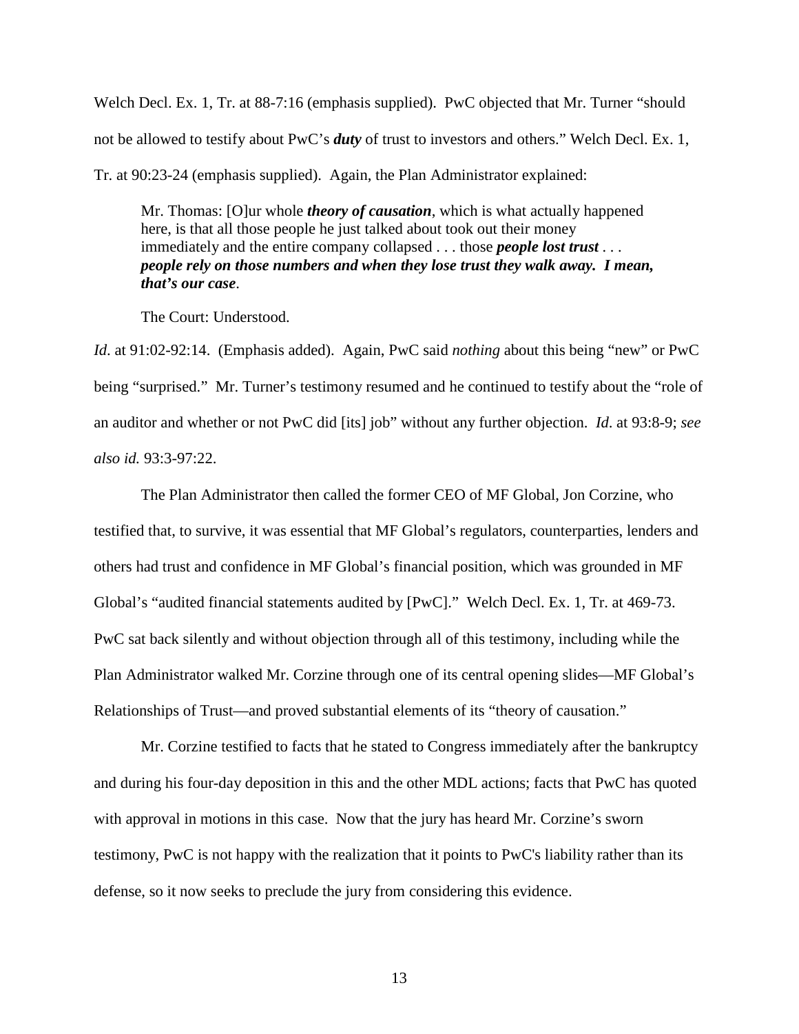Welch Decl. Ex. 1, Tr. at 88-7:16 (emphasis supplied). PwC objected that Mr. Turner "should not be allowed to testify about PwC's ***duty*** of trust to investors and others." Welch Decl. Ex. 1, Tr. at 90:23-24 (emphasis supplied). Again, the Plan Administrator explained:

> Mr. Thomas: [O]ur whole ***theory of causation***, which is what actually happened here, is that all those people he just talked about took out their money immediately and the entire company collapsed . . . those ***people lost trust*** . . . ***people rely on those numbers and when they lose trust they walk away. I mean, that's our case***.
>
> The Court: Understood.

*Id.* at 91:02-92:14. (Emphasis added). Again, PwC said *nothing* about this being "new" or PwC being "surprised." Mr. Turner's testimony resumed and he continued to testify about the "role of an auditor and whether or not PwC did [its] job" without any further objection. *Id.* at 93:8-9; *see also id.* 93:3-97:22.

The Plan Administrator then called the former CEO of MF Global, Jon Corzine, who testified that, to survive, it was essential that MF Global's regulators, counterparties, lenders and others had trust and confidence in MF Global's financial position, which was grounded in MF Global's "audited financial statements audited by [PwC]." Welch Decl. Ex. 1, Tr. at 469-73. PwC sat back silently and without objection through all of this testimony, including while the Plan Administrator walked Mr. Corzine through one of its central opening slides—MF Global's Relationships of Trust—and proved substantial elements of its "theory of causation."

Mr. Corzine testified to facts that he stated to Congress immediately after the bankruptcy and during his four-day deposition in this and the other MDL actions; facts that PwC has quoted with approval in motions in this case. Now that the jury has heard Mr. Corzine's sworn testimony, PwC is not happy with the realization that it points to PwC's liability rather than its defense, so it now seeks to preclude the jury from considering this evidence.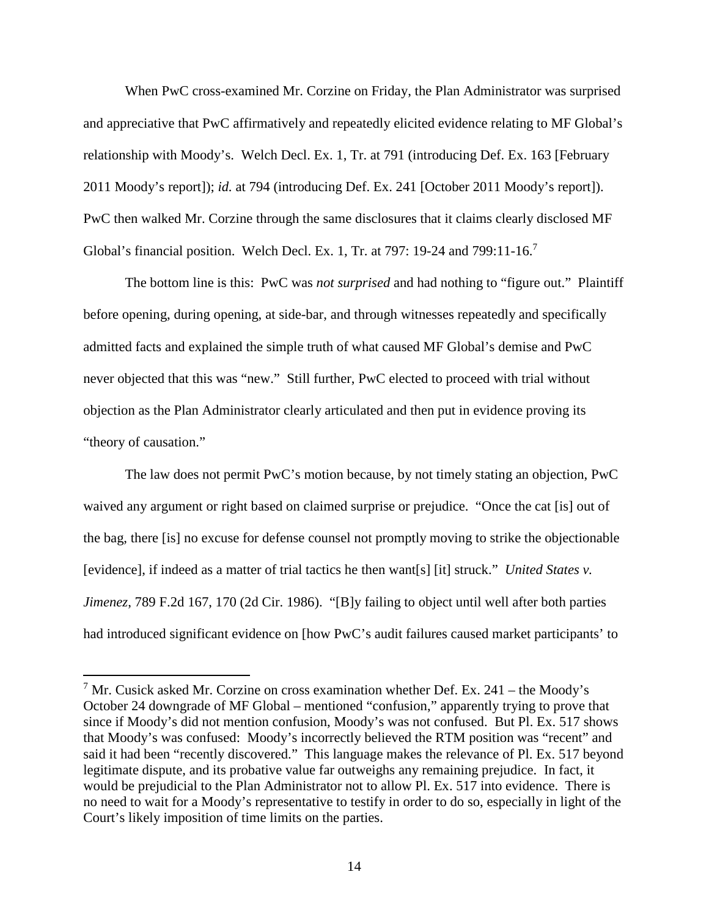When PwC cross-examined Mr. Corzine on Friday, the Plan Administrator was surprised and appreciative that PwC affirmatively and repeatedly elicited evidence relating to MF Global's relationship with Moody's. Welch Decl. Ex. 1, Tr. at 791 (introducing Def. Ex. 163 [February 2011 Moody's report]); *id.* at 794 (introducing Def. Ex. 241 [October 2011 Moody's report]). PwC then walked Mr. Corzine through the same disclosures that it claims clearly disclosed MF Global's financial position. Welch Decl. Ex. 1, Tr. at 797: 19-24 and 799:11-16.[7]

The bottom line is this: PwC was *not surprised* and had nothing to "figure out." Plaintiff before opening, during opening, at side-bar, and through witnesses repeatedly and specifically admitted facts and explained the simple truth of what caused MF Global's demise and PwC never objected that this was "new." Still further, PwC elected to proceed with trial without objection as the Plan Administrator clearly articulated and then put in evidence proving its "theory of causation."

The law does not permit PwC's motion because, by not timely stating an objection, PwC waived any argument or right based on claimed surprise or prejudice. "Once the cat [is] out of the bag, there [is] no excuse for defense counsel not promptly moving to strike the objectionable [evidence], if indeed as a matter of trial tactics he then want[s] [it] struck." *United States v. Jimenez*, 789 F.2d 167, 170 (2d Cir. 1986). "[B]y failing to object until well after both parties had introduced significant evidence on [how PwC's audit failures caused market participants' to

---

[7] Mr. Cusick asked Mr. Corzine on cross examination whether Def. Ex. 241 – the Moody's October 24 downgrade of MF Global – mentioned "confusion," apparently trying to prove that since if Moody's did not mention confusion, Moody's was not confused. But Pl. Ex. 517 shows that Moody's was confused: Moody's incorrectly believed the RTM position was "recent" and said it had been "recently discovered." This language makes the relevance of Pl. Ex. 517 beyond legitimate dispute, and its probative value far outweighs any remaining prejudice. In fact, it would be prejudicial to the Plan Administrator not to allow Pl. Ex. 517 into evidence. There is no need to wait for a Moody's representative to testify in order to do so, especially in light of the Court's likely imposition of time limits on the parties.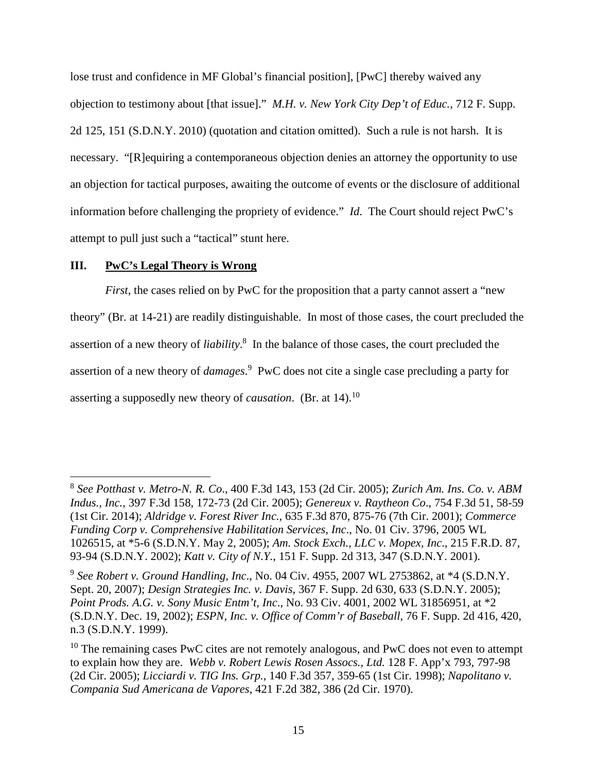lose trust and confidence in MF Global's financial position], [PwC] thereby waived any objection to testimony about [that issue]." *M.H. v. New York City Dep't of Educ.*, 712 F. Supp. 2d 125, 151 (S.D.N.Y. 2010) (quotation and citation omitted). Such a rule is not harsh. It is necessary. "[R]equiring a contemporaneous objection denies an attorney the opportunity to use an objection for tactical purposes, awaiting the outcome of events or the disclosure of additional information before challenging the propriety of evidence." *Id.* The Court should reject PwC's attempt to pull just such a "tactical" stunt here.

## III. PwC's Legal Theory is Wrong

*First*, the cases relied on by PwC for the proposition that a party cannot assert a "new theory" (Br. at 14-21) are readily distinguishable. In most of those cases, the court precluded the assertion of a new theory of *liability*.[8] In the balance of those cases, the court precluded the assertion of a new theory of *damages*.[9] PwC does not cite a single case precluding a party for asserting a supposedly new theory of *causation*. (Br. at 14).[10]

---

[8] *See Potthast v. Metro-N. R. Co*., 400 F.3d 143, 153 (2d Cir. 2005); *Zurich Am. Ins. Co. v. ABM Indus., Inc.*, 397 F.3d 158, 172-73 (2d Cir. 2005); *Genereux v. Raytheon Co*., 754 F.3d 51, 58-59 (1st Cir. 2014); *Aldridge v. Forest River Inc.*, 635 F.3d 870, 875-76 (7th Cir. 2001); *Commerce Funding Corp v. Comprehensive Habilitation Services, Inc.*, No. 01 Civ. 3796, 2005 WL 1026515, at *5-6 (S.D.N.Y. May 2, 2005); *Am. Stock Exch., LLC v. Mopex, Inc*., 215 F.R.D. 87, 93-94 (S.D.N.Y. 2002); *Katt v. City of N.Y.*, 151 F. Supp. 2d 313, 347 (S.D.N.Y. 2001).

[9] *See Robert v. Ground Handling, Inc.*, No. 04 Civ. 4955, 2007 WL 2753862, at *4 (S.D.N.Y. Sept. 20, 2007); *Design Strategies Inc. v. Davis*, 367 F. Supp. 2d 630, 633 (S.D.N.Y. 2005); *Point Prods. A.G. v. Sony Music Entm't, Inc*., No. 93 Civ. 4001, 2002 WL 31856951, at *2 (S.D.N.Y. Dec. 19, 2002); *ESPN, Inc. v. Office of Comm'r of Baseball*, 76 F. Supp. 2d 416, 420, n.3 (S.D.N.Y. 1999).

[10] The remaining cases PwC cites are not remotely analogous, and PwC does not even to attempt to explain how they are. *Webb v. Robert Lewis Rosen Assocs., Ltd.* 128 F. App'x 793, 797-98 (2d Cir. 2005); *Licciardi v. TIG Ins. Grp.*, 140 F.3d 357, 359-65 (1st Cir. 1998); *Napolitano v. Compania Sud Americana de Vapores*, 421 F.2d 382, 386 (2d Cir. 1970).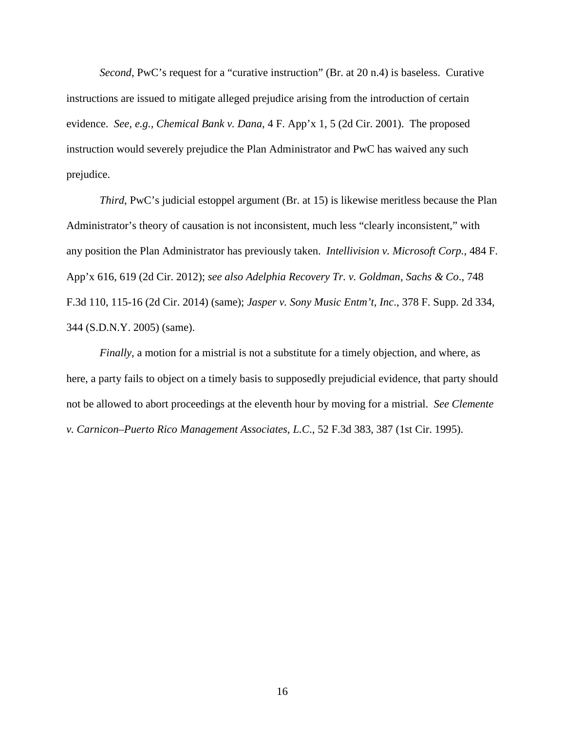*Second*, PwC's request for a "curative instruction" (Br. at 20 n.4) is baseless. Curative instructions are issued to mitigate alleged prejudice arising from the introduction of certain evidence. *See, e.g.*, *Chemical Bank v. Dana*, 4 F. App'x 1, 5 (2d Cir. 2001). The proposed instruction would severely prejudice the Plan Administrator and PwC has waived any such prejudice.

*Third*, PwC's judicial estoppel argument (Br. at 15) is likewise meritless because the Plan Administrator's theory of causation is not inconsistent, much less "clearly inconsistent," with any position the Plan Administrator has previously taken. *Intellivision v. Microsoft Corp.*, 484 F. App'x 616, 619 (2d Cir. 2012); *see also Adelphia Recovery Tr. v. Goldman, Sachs & Co*., 748 F.3d 110, 115-16 (2d Cir. 2014) (same); *Jasper v. Sony Music Entm't, Inc*., 378 F. Supp. 2d 334, 344 (S.D.N.Y. 2005) (same).

*Finally*, a motion for a mistrial is not a substitute for a timely objection, and where, as here, a party fails to object on a timely basis to supposedly prejudicial evidence, that party should not be allowed to abort proceedings at the eleventh hour by moving for a mistrial. *See Clemente v. Carnicon–Puerto Rico Management Associates, L.C*., 52 F.3d 383, 387 (1st Cir. 1995).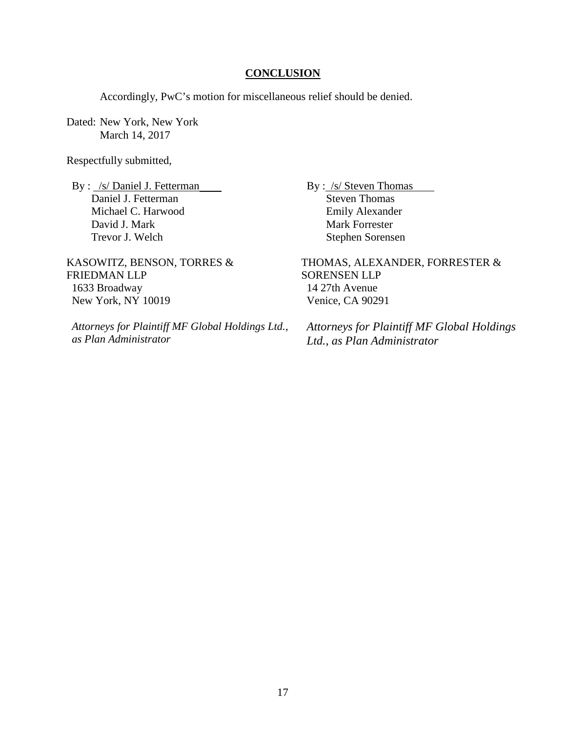## CONCLUSION

Accordingly, PwC's motion for miscellaneous relief should be denied.

Dated: New York, New York
March 14, 2017

Respectfully submitted,

By : /s/ Daniel J. Fetterman
Daniel J. Fetterman
Michael C. Harwood
David J. Mark
Trevor J. Welch

KASOWITZ, BENSON, TORRES & FRIEDMAN LLP
1633 Broadway
New York, NY 10019

*Attorneys for Plaintiff MF Global Holdings Ltd., as Plan Administrator*

By : /s/ Steven Thomas
Steven Thomas
Emily Alexander
Mark Forrester
Stephen Sorensen

THOMAS, ALEXANDER, FORRESTER & SORENSEN LLP
14 27th Avenue
Venice, CA 90291

*Attorneys for Plaintiff MF Global Holdings Ltd., as Plan Administrator*